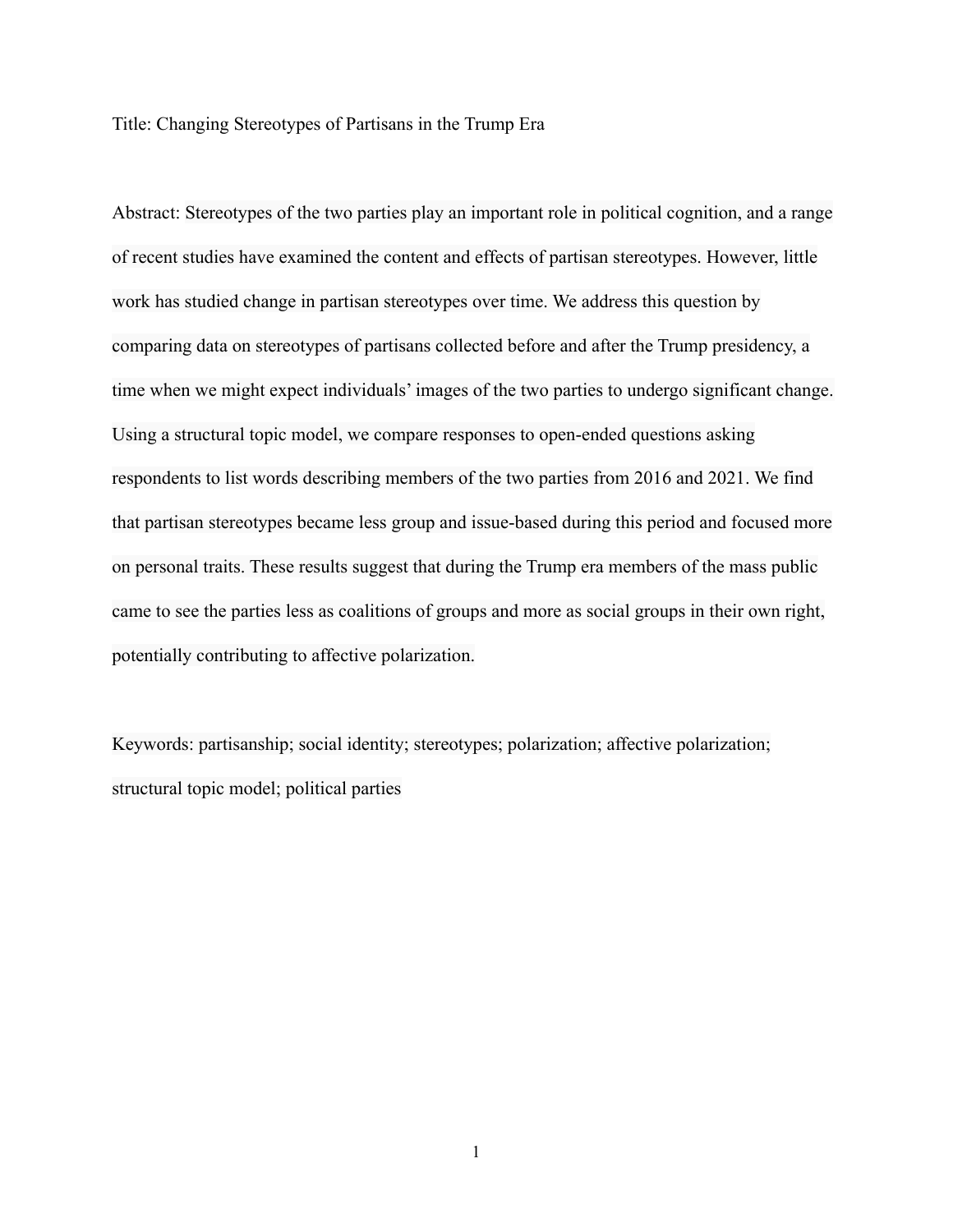Title: Changing Stereotypes of Partisans in the Trump Era

Abstract: Stereotypes of the two parties play an important role in political cognition, and a range of recent studies have examined the content and effects of partisan stereotypes. However, little work has studied change in partisan stereotypes over time. We address this question by comparing data on stereotypes of partisans collected before and after the Trump presidency, a time when we might expect individuals' images of the two parties to undergo significant change. Using a structural topic model, we compare responses to open-ended questions asking respondents to list words describing members of the two parties from 2016 and 2021. We find that partisan stereotypes became less group and issue-based during this period and focused more on personal traits. These results suggest that during the Trump era members of the mass public came to see the parties less as coalitions of groups and more as social groups in their own right, potentially contributing to affective polarization.

Keywords: partisanship; social identity; stereotypes; polarization; affective polarization; structural topic model; political parties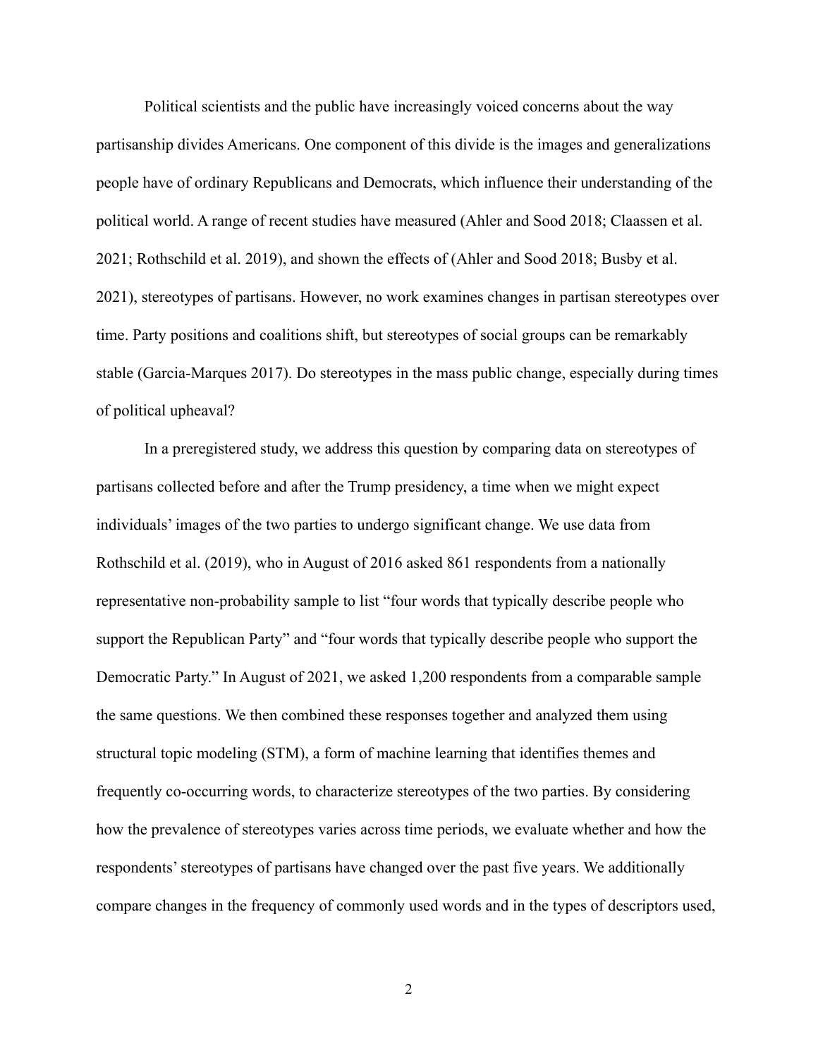Political scientists and the public have increasingly voiced concerns about the way partisanship divides Americans. One component of this divide is the images and generalizations people have of ordinary Republicans and Democrats, which influence their understanding of the political world. A range of recent studies have measured (Ahler and Sood 2018; Claassen et al. 2021; Rothschild et al. 2019), and shown the effects of (Ahler and Sood 2018; Busby et al. 2021), stereotypes of partisans. However, no work examines changes in partisan stereotypes over time. Party positions and coalitions shift, but stereotypes of social groups can be remarkably stable (Garcia-Marques 2017). Do stereotypes in the mass public change, especially during times of political upheaval?

In a preregistered study, we address this question by comparing data on stereotypes of partisans collected before and after the Trump presidency, a time when we might expect individuals' images of the two parties to undergo significant change. We use data from Rothschild et al. (2019), who in August of 2016 asked 861 respondents from a nationally representative non-probability sample to list "four words that typically describe people who support the Republican Party" and "four words that typically describe people who support the Democratic Party." In August of 2021, we asked 1,200 respondents from a comparable sample the same questions. We then combined these responses together and analyzed them using structural topic modeling (STM), a form of machine learning that identifies themes and frequently co-occurring words, to characterize stereotypes of the two parties. By considering how the prevalence of stereotypes varies across time periods, we evaluate whether and how the respondents' stereotypes of partisans have changed over the past five years. We additionally compare changes in the frequency of commonly used words and in the types of descriptors used,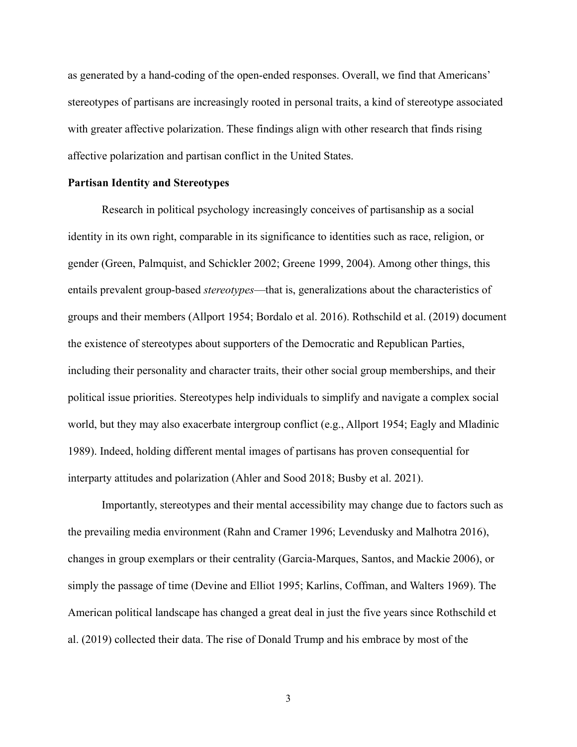as generated by a hand-coding of the open-ended responses. Overall, we find that Americans' stereotypes of partisans are increasingly rooted in personal traits, a kind of stereotype associated with greater affective polarization. These findings align with other research that finds rising affective polarization and partisan conflict in the United States.

**Partisan Identity and Stereotypes**

Research in political psychology increasingly conceives of partisanship as a social identity in its own right, comparable in its significance to identities such as race, religion, or gender (Green, Palmquist, and Schickler 2002; Greene 1999, 2004). Among other things, this entails prevalent group-based *stereotypes*—that is, generalizations about the characteristics of groups and their members (Allport 1954; Bordalo et al. 2016). Rothschild et al. (2019) document the existence of stereotypes about supporters of the Democratic and Republican Parties, including their personality and character traits, their other social group memberships, and their political issue priorities. Stereotypes help individuals to simplify and navigate a complex social world, but they may also exacerbate intergroup conflict (e.g., Allport 1954; Eagly and Mladinic 1989). Indeed, holding different mental images of partisans has proven consequential for interparty attitudes and polarization (Ahler and Sood 2018; Busby et al. 2021).

Importantly, stereotypes and their mental accessibility may change due to factors such as the prevailing media environment (Rahn and Cramer 1996; Levendusky and Malhotra 2016), changes in group exemplars or their centrality (Garcia-Marques, Santos, and Mackie 2006), or simply the passage of time (Devine and Elliot 1995; Karlins, Coffman, and Walters 1969). The American political landscape has changed a great deal in just the five years since Rothschild et al. (2019) collected their data. The rise of Donald Trump and his embrace by most of the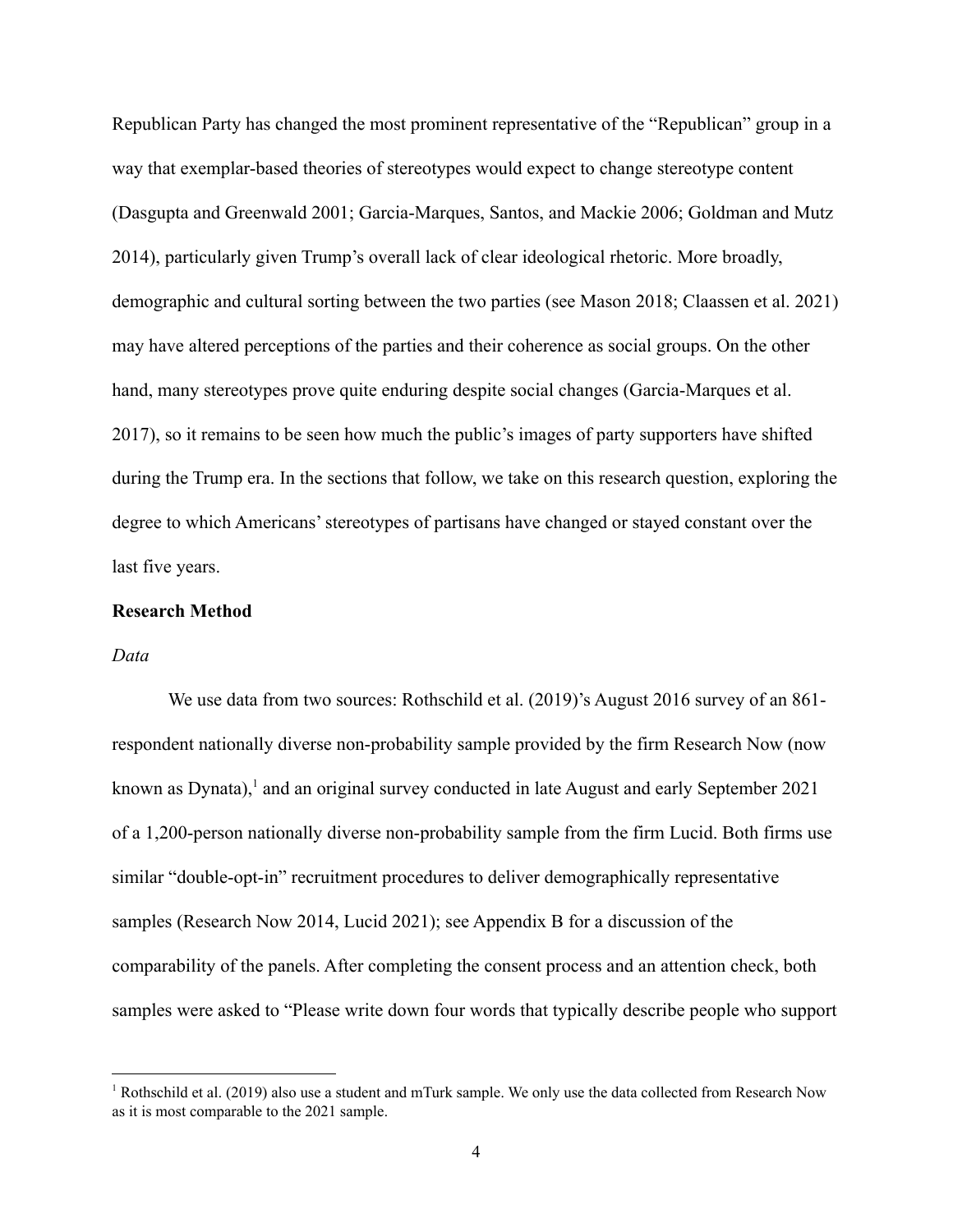Republican Party has changed the most prominent representative of the "Republican" group in a way that exemplar-based theories of stereotypes would expect to change stereotype content (Dasgupta and Greenwald 2001; Garcia-Marques, Santos, and Mackie 2006; Goldman and Mutz 2014), particularly given Trump's overall lack of clear ideological rhetoric. More broadly, demographic and cultural sorting between the two parties (see Mason 2018; Claassen et al. 2021) may have altered perceptions of the parties and their coherence as social groups. On the other hand, many stereotypes prove quite enduring despite social changes (Garcia-Marques et al. 2017), so it remains to be seen how much the public's images of party supporters have shifted during the Trump era. In the sections that follow, we take on this research question, exploring the degree to which Americans' stereotypes of partisans have changed or stayed constant over the last five years.

## Research Method

### *Data*

We use data from two sources: Rothschild et al. (2019)'s August 2016 survey of an 861-respondent nationally diverse non-probability sample provided by the firm Research Now (now known as Dynata),[1] and an original survey conducted in late August and early September 2021 of a 1,200-person nationally diverse non-probability sample from the firm Lucid. Both firms use similar "double-opt-in" recruitment procedures to deliver demographically representative samples (Research Now 2014, Lucid 2021); see Appendix B for a discussion of the comparability of the panels. After completing the consent process and an attention check, both samples were asked to "Please write down four words that typically describe people who support

[1] Rothschild et al. (2019) also use a student and mTurk sample. We only use the data collected from Research Now as it is most comparable to the 2021 sample.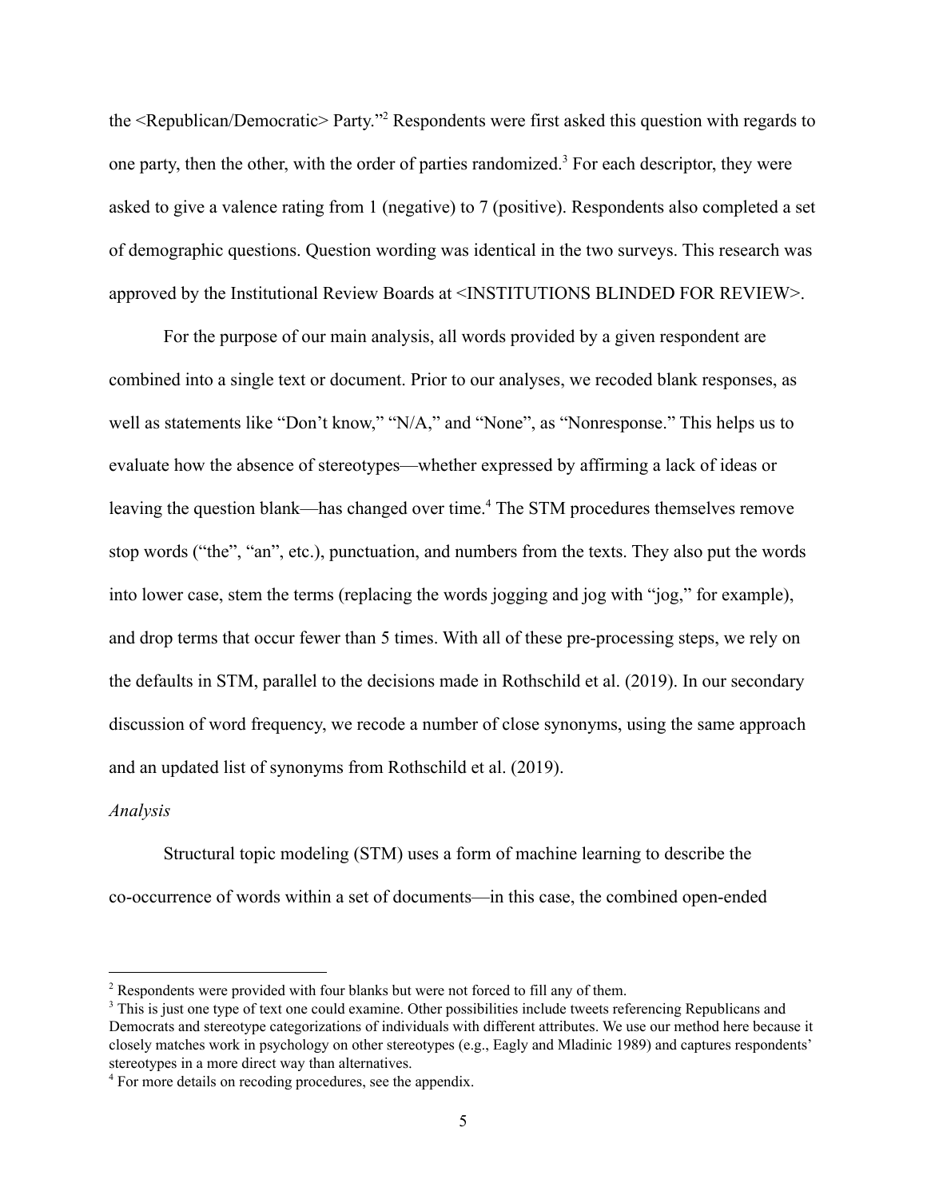the <Republican/Democratic> Party."[2] Respondents were first asked this question with regards to one party, then the other, with the order of parties randomized.[3] For each descriptor, they were asked to give a valence rating from 1 (negative) to 7 (positive). Respondents also completed a set of demographic questions. Question wording was identical in the two surveys. This research was approved by the Institutional Review Boards at <INSTITUTIONS BLINDED FOR REVIEW>.

For the purpose of our main analysis, all words provided by a given respondent are combined into a single text or document. Prior to our analyses, we recoded blank responses, as well as statements like "Don't know," "N/A," and "None", as "Nonresponse." This helps us to evaluate how the absence of stereotypes—whether expressed by affirming a lack of ideas or leaving the question blank—has changed over time.[4] The STM procedures themselves remove stop words ("the", "an", etc.), punctuation, and numbers from the texts. They also put the words into lower case, stem the terms (replacing the words jogging and jog with "jog," for example), and drop terms that occur fewer than 5 times. With all of these pre-processing steps, we rely on the defaults in STM, parallel to the decisions made in Rothschild et al. (2019). In our secondary discussion of word frequency, we recode a number of close synonyms, using the same approach and an updated list of synonyms from Rothschild et al. (2019).

*Analysis*

Structural topic modeling (STM) uses a form of machine learning to describe the co-occurrence of words within a set of documents—in this case, the combined open-ended

---

[2] Respondents were provided with four blanks but were not forced to fill any of them.

[3] This is just one type of text one could examine. Other possibilities include tweets referencing Republicans and Democrats and stereotype categorizations of individuals with different attributes. We use our method here because it closely matches work in psychology on other stereotypes (e.g., Eagly and Mladinic 1989) and captures respondents' stereotypes in a more direct way than alternatives.

[4] For more details on recoding procedures, see the appendix.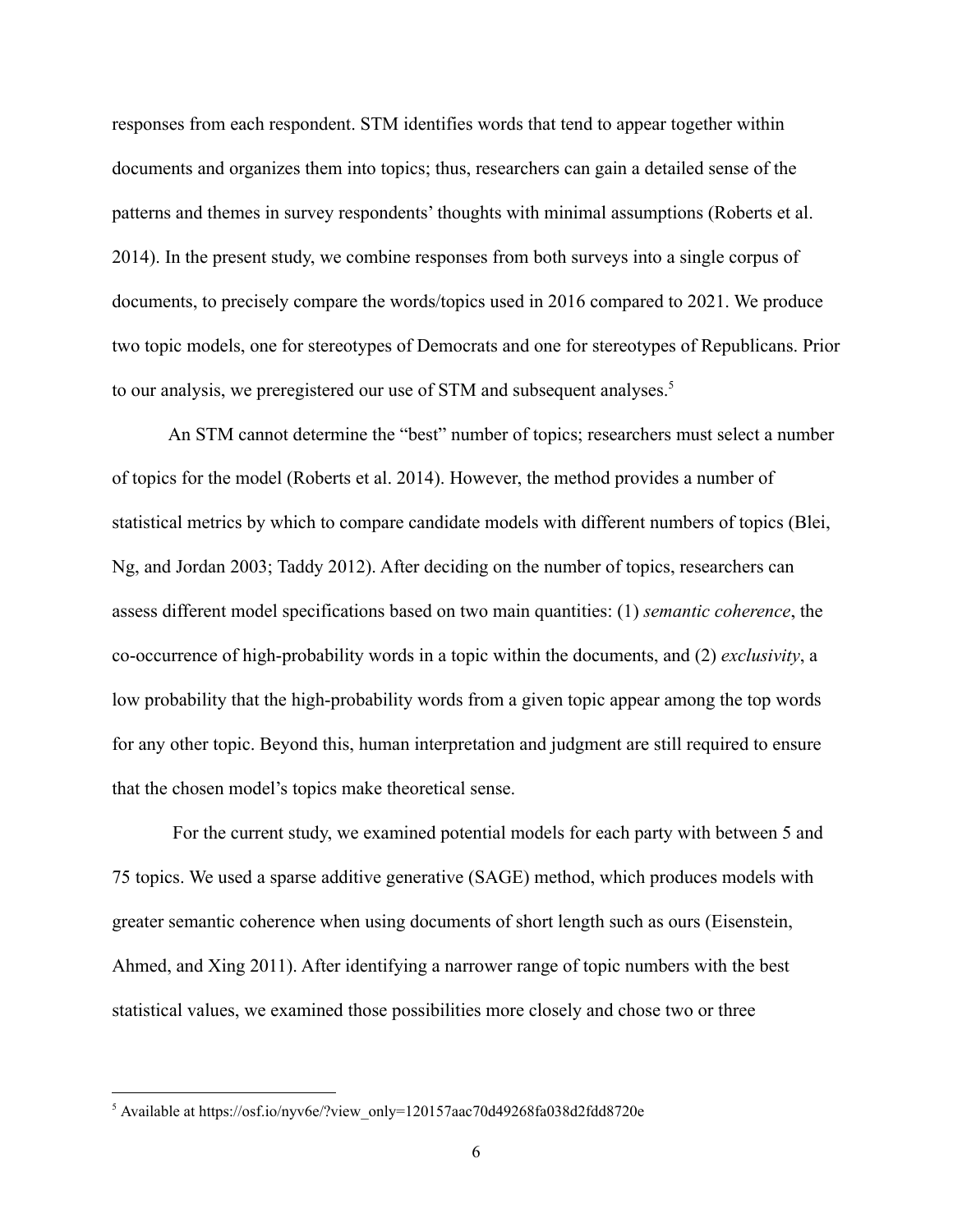responses from each respondent. STM identifies words that tend to appear together within documents and organizes them into topics; thus, researchers can gain a detailed sense of the patterns and themes in survey respondents' thoughts with minimal assumptions (Roberts et al. 2014). In the present study, we combine responses from both surveys into a single corpus of documents, to precisely compare the words/topics used in 2016 compared to 2021. We produce two topic models, one for stereotypes of Democrats and one for stereotypes of Republicans. Prior to our analysis, we preregistered our use of STM and subsequent analyses.[5]

An STM cannot determine the "best" number of topics; researchers must select a number of topics for the model (Roberts et al. 2014). However, the method provides a number of statistical metrics by which to compare candidate models with different numbers of topics (Blei, Ng, and Jordan 2003; Taddy 2012). After deciding on the number of topics, researchers can assess different model specifications based on two main quantities: (1) *semantic coherence*, the co-occurrence of high-probability words in a topic within the documents, and (2) *exclusivity*, a low probability that the high-probability words from a given topic appear among the top words for any other topic. Beyond this, human interpretation and judgment are still required to ensure that the chosen model's topics make theoretical sense.

For the current study, we examined potential models for each party with between 5 and 75 topics. We used a sparse additive generative (SAGE) method, which produces models with greater semantic coherence when using documents of short length such as ours (Eisenstein, Ahmed, and Xing 2011). After identifying a narrower range of topic numbers with the best statistical values, we examined those possibilities more closely and chose two or three

[5] Available at https://osf.io/nyv6e/?view_only=120157aac70d49268fa038d2fdd8720e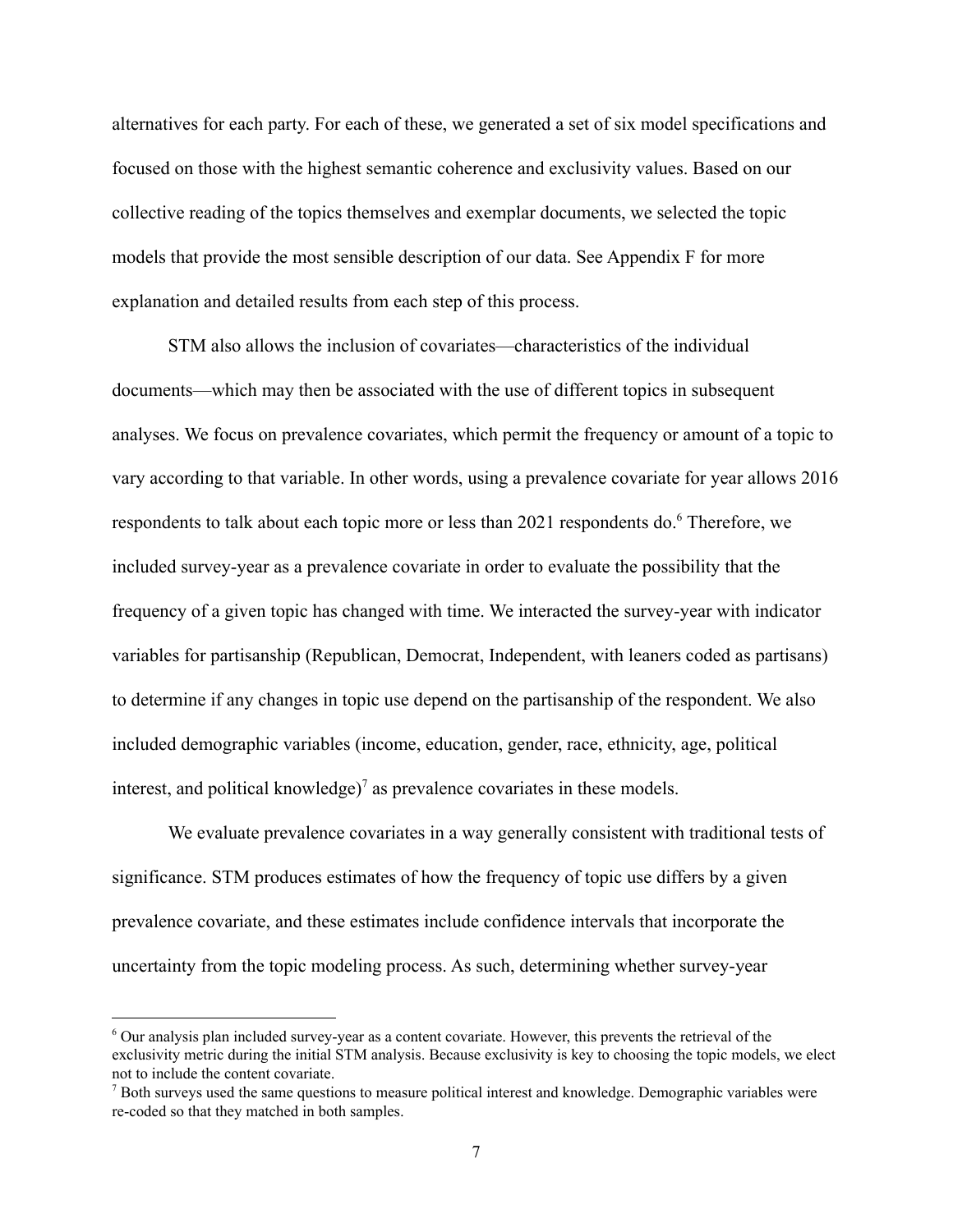alternatives for each party. For each of these, we generated a set of six model specifications and focused on those with the highest semantic coherence and exclusivity values. Based on our collective reading of the topics themselves and exemplar documents, we selected the topic models that provide the most sensible description of our data. See Appendix F for more explanation and detailed results from each step of this process.

STM also allows the inclusion of covariates—characteristics of the individual documents—which may then be associated with the use of different topics in subsequent analyses. We focus on prevalence covariates, which permit the frequency or amount of a topic to vary according to that variable. In other words, using a prevalence covariate for year allows 2016 respondents to talk about each topic more or less than 2021 respondents do.[6] Therefore, we included survey-year as a prevalence covariate in order to evaluate the possibility that the frequency of a given topic has changed with time. We interacted the survey-year with indicator variables for partisanship (Republican, Democrat, Independent, with leaners coded as partisans) to determine if any changes in topic use depend on the partisanship of the respondent. We also included demographic variables (income, education, gender, race, ethnicity, age, political interest, and political knowledge)[7] as prevalence covariates in these models.

We evaluate prevalence covariates in a way generally consistent with traditional tests of significance. STM produces estimates of how the frequency of topic use differs by a given prevalence covariate, and these estimates include confidence intervals that incorporate the uncertainty from the topic modeling process. As such, determining whether survey-year

[6] Our analysis plan included survey-year as a content covariate. However, this prevents the retrieval of the exclusivity metric during the initial STM analysis. Because exclusivity is key to choosing the topic models, we elect not to include the content covariate.

[7] Both surveys used the same questions to measure political interest and knowledge. Demographic variables were re-coded so that they matched in both samples.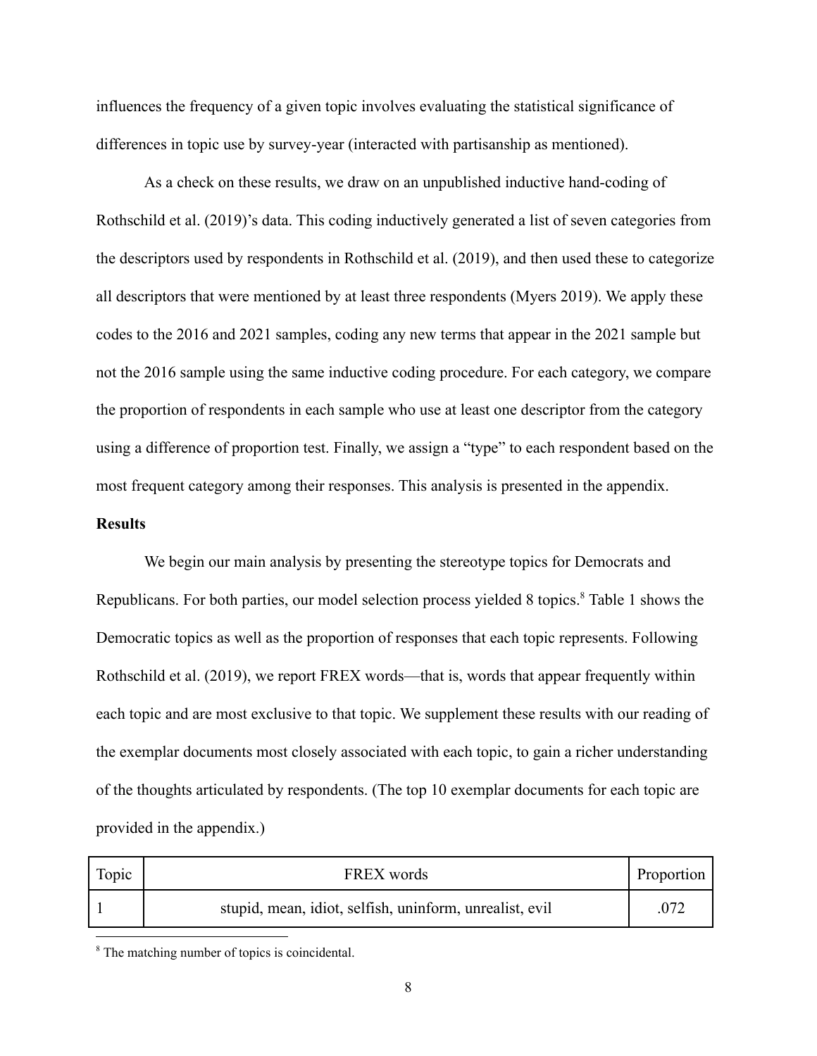influences the frequency of a given topic involves evaluating the statistical significance of differences in topic use by survey-year (interacted with partisanship as mentioned).

As a check on these results, we draw on an unpublished inductive hand-coding of Rothschild et al. (2019)'s data. This coding inductively generated a list of seven categories from the descriptors used by respondents in Rothschild et al. (2019), and then used these to categorize all descriptors that were mentioned by at least three respondents (Myers 2019). We apply these codes to the 2016 and 2021 samples, coding any new terms that appear in the 2021 sample but not the 2016 sample using the same inductive coding procedure. For each category, we compare the proportion of respondents in each sample who use at least one descriptor from the category using a difference of proportion test. Finally, we assign a "type" to each respondent based on the most frequent category among their responses. This analysis is presented in the appendix.

**Results**

We begin our main analysis by presenting the stereotype topics for Democrats and Republicans. For both parties, our model selection process yielded 8 topics.[8] Table 1 shows the Democratic topics as well as the proportion of responses that each topic represents. Following Rothschild et al. (2019), we report FREX words—that is, words that appear frequently within each topic and are most exclusive to that topic. We supplement these results with our reading of the exemplar documents most closely associated with each topic, to gain a richer understanding of the thoughts articulated by respondents. (The top 10 exemplar documents for each topic are provided in the appendix.)

| Topic | FREX words | Proportion |
| --- | --- | --- |
| 1 | stupid, mean, idiot, selfish, uninform, unrealist, evil | .072 |

[8] The matching number of topics is coincidental.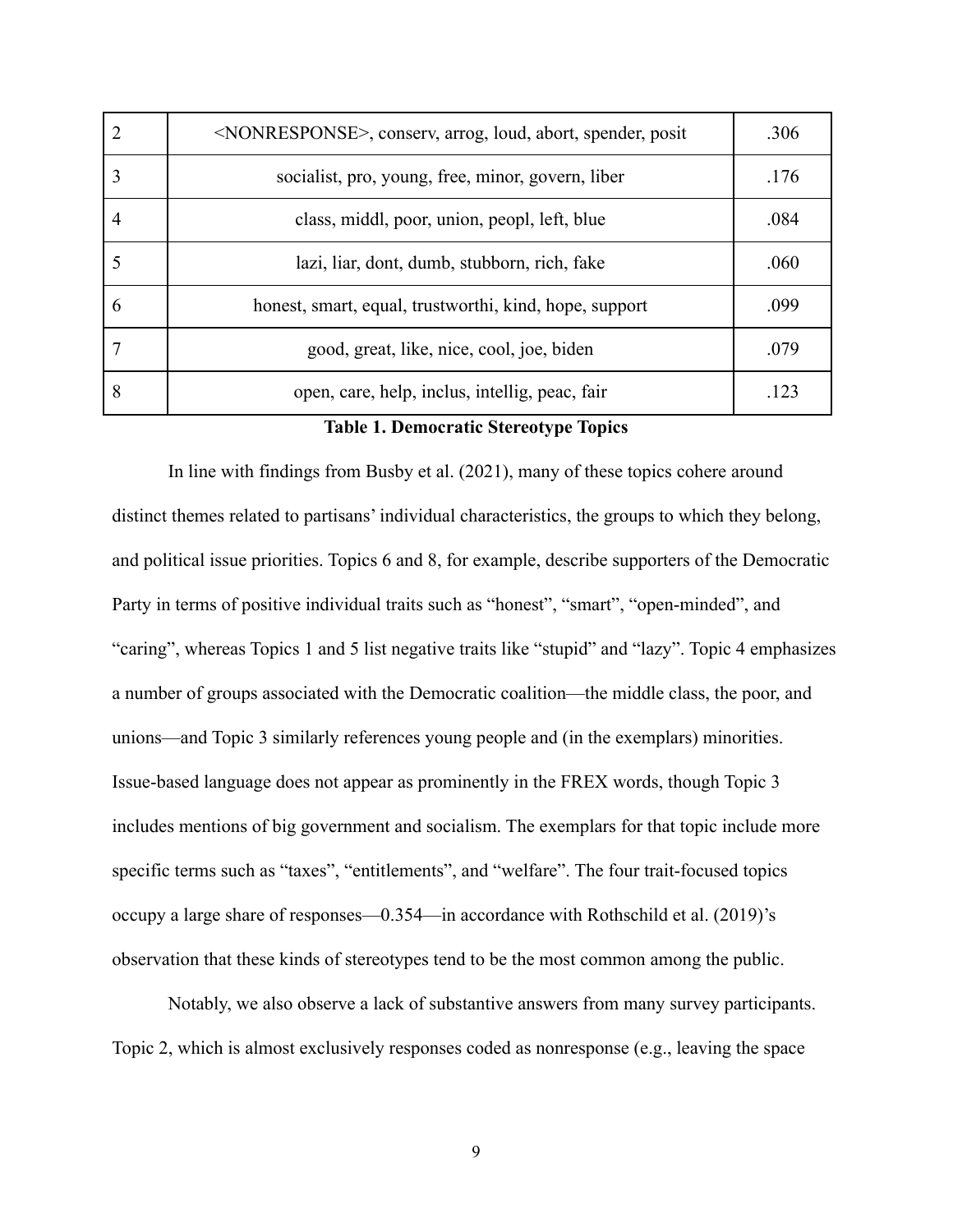| 2 | <NONRESPONSE>, conserv, arrog, loud, abort, spender, posit | .306 |
|---|---|---|
| 3 | socialist, pro, young, free, minor, govern, liber | .176 |
| 4 | class, middl, poor, union, peopl, left, blue | .084 |
| 5 | lazi, liar, dont, dumb, stubborn, rich, fake | .060 |
| 6 | honest, smart, equal, trustworthi, kind, hope, support | .099 |
| 7 | good, great, like, nice, cool, joe, biden | .079 |
| 8 | open, care, help, inclus, intellig, peac, fair | .123 |

**Table 1. Democratic Stereotype Topics**

In line with findings from Busby et al. (2021), many of these topics cohere around distinct themes related to partisans' individual characteristics, the groups to which they belong, and political issue priorities. Topics 6 and 8, for example, describe supporters of the Democratic Party in terms of positive individual traits such as "honest", "smart", "open-minded", and "caring", whereas Topics 1 and 5 list negative traits like "stupid" and "lazy". Topic 4 emphasizes a number of groups associated with the Democratic coalition—the middle class, the poor, and unions—and Topic 3 similarly references young people and (in the exemplars) minorities. Issue-based language does not appear as prominently in the FREX words, though Topic 3 includes mentions of big government and socialism. The exemplars for that topic include more specific terms such as "taxes", "entitlements", and "welfare". The four trait-focused topics occupy a large share of responses—0.354—in accordance with Rothschild et al. (2019)'s observation that these kinds of stereotypes tend to be the most common among the public.

Notably, we also observe a lack of substantive answers from many survey participants. Topic 2, which is almost exclusively responses coded as nonresponse (e.g., leaving the space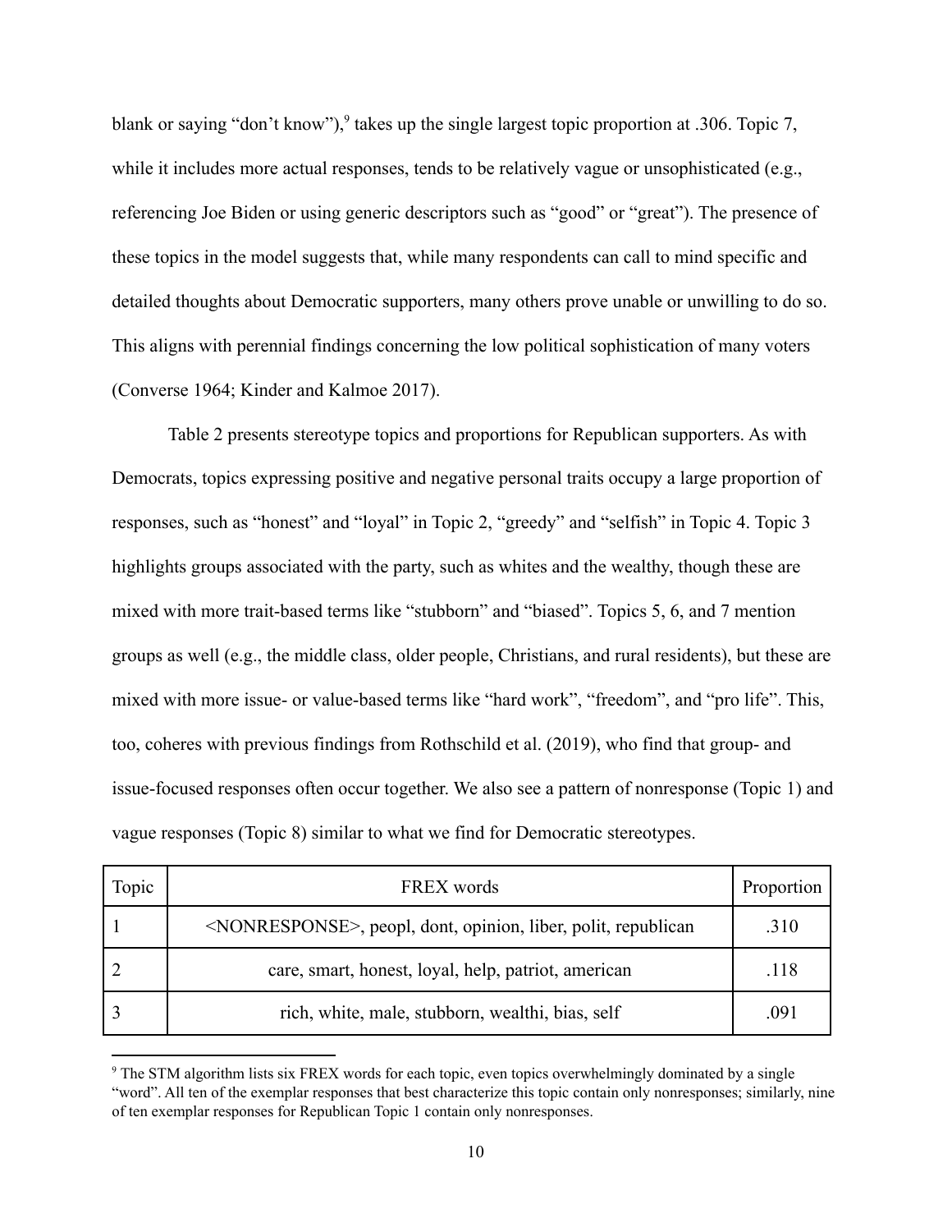blank or saying "don't know"),[9] takes up the single largest topic proportion at .306. Topic 7, while it includes more actual responses, tends to be relatively vague or unsophisticated (e.g., referencing Joe Biden or using generic descriptors such as "good" or "great"). The presence of these topics in the model suggests that, while many respondents can call to mind specific and detailed thoughts about Democratic supporters, many others prove unable or unwilling to do so. This aligns with perennial findings concerning the low political sophistication of many voters (Converse 1964; Kinder and Kalmoe 2017).

Table 2 presents stereotype topics and proportions for Republican supporters. As with Democrats, topics expressing positive and negative personal traits occupy a large proportion of responses, such as "honest" and "loyal" in Topic 2, "greedy" and "selfish" in Topic 4. Topic 3 highlights groups associated with the party, such as whites and the wealthy, though these are mixed with more trait-based terms like "stubborn" and "biased". Topics 5, 6, and 7 mention groups as well (e.g., the middle class, older people, Christians, and rural residents), but these are mixed with more issue- or value-based terms like "hard work", "freedom", and "pro life". This, too, coheres with previous findings from Rothschild et al. (2019), who find that group- and issue-focused responses often occur together. We also see a pattern of nonresponse (Topic 1) and vague responses (Topic 8) similar to what we find for Democratic stereotypes.

| Topic | FREX words | Proportion |
|---|---|---|
| 1 | <NONRESPONSE>, peopl, dont, opinion, liber, polit, republican | .310 |
| 2 | care, smart, honest, loyal, help, patriot, american | .118 |
| 3 | rich, white, male, stubborn, wealthi, bias, self | .091 |

[9] The STM algorithm lists six FREX words for each topic, even topics overwhelmingly dominated by a single "word". All ten of the exemplar responses that best characterize this topic contain only nonresponses; similarly, nine of ten exemplar responses for Republican Topic 1 contain only nonresponses.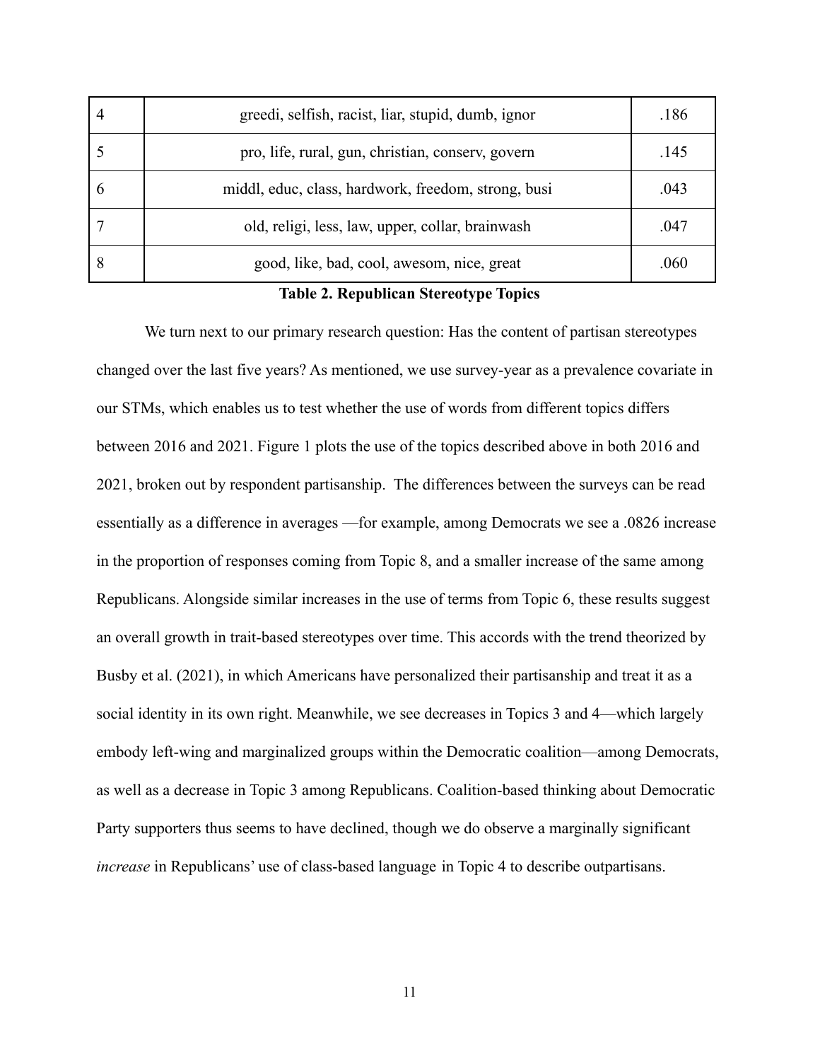| | | |
|---|---|---|
| 4 | greedi, selfish, racist, liar, stupid, dumb, ignor | .186 |
| 5 | pro, life, rural, gun, christian, conserv, govern | .145 |
| 6 | middl, educ, class, hardwork, freedom, strong, busi | .043 |
| 7 | old, religi, less, law, upper, collar, brainwash | .047 |
| 8 | good, like, bad, cool, awesom, nice, great | .060 |

**Table 2. Republican Stereotype Topics**

We turn next to our primary research question: Has the content of partisan stereotypes changed over the last five years? As mentioned, we use survey-year as a prevalence covariate in our STMs, which enables us to test whether the use of words from different topics differs between 2016 and 2021. Figure 1 plots the use of the topics described above in both 2016 and 2021, broken out by respondent partisanship. The differences between the surveys can be read essentially as a difference in averages —for example, among Democrats we see a .0826 increase in the proportion of responses coming from Topic 8, and a smaller increase of the same among Republicans. Alongside similar increases in the use of terms from Topic 6, these results suggest an overall growth in trait-based stereotypes over time. This accords with the trend theorized by Busby et al. (2021), in which Americans have personalized their partisanship and treat it as a social identity in its own right. Meanwhile, we see decreases in Topics 3 and 4—which largely embody left-wing and marginalized groups within the Democratic coalition—among Democrats, as well as a decrease in Topic 3 among Republicans. Coalition-based thinking about Democratic Party supporters thus seems to have declined, though we do observe a marginally significant *increase* in Republicans' use of class-based language in Topic 4 to describe outpartisans.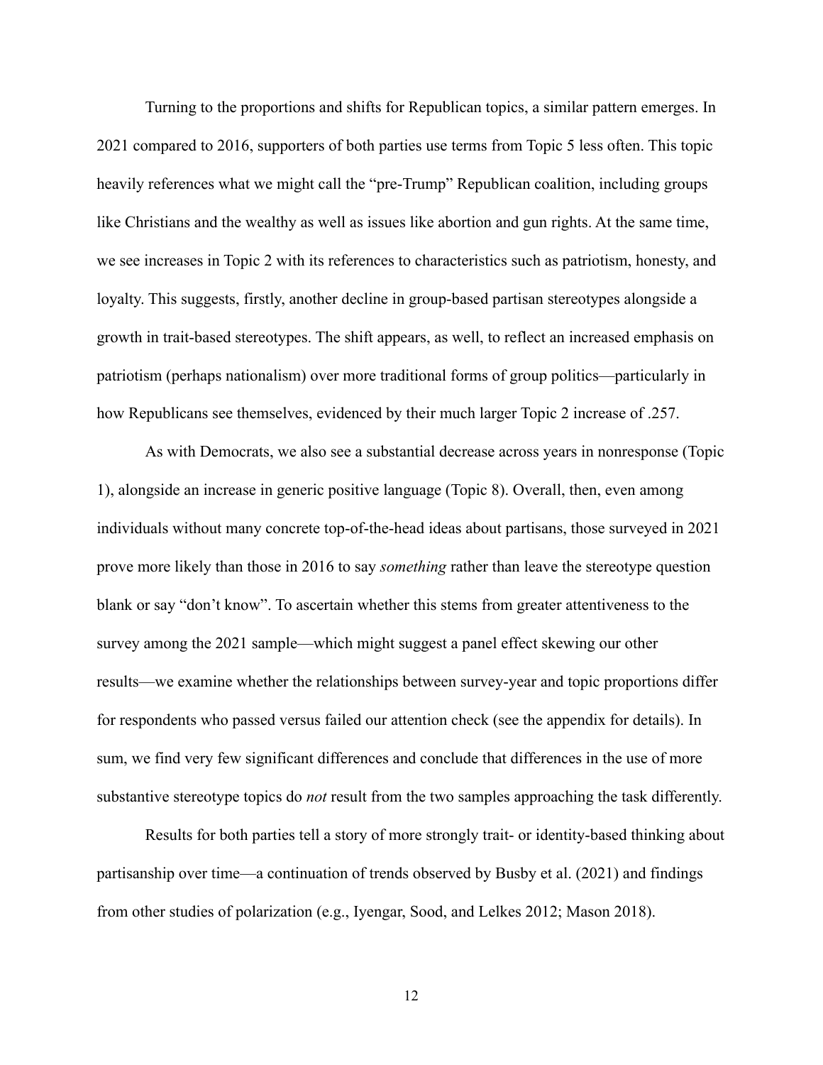Turning to the proportions and shifts for Republican topics, a similar pattern emerges. In 2021 compared to 2016, supporters of both parties use terms from Topic 5 less often. This topic heavily references what we might call the "pre-Trump" Republican coalition, including groups like Christians and the wealthy as well as issues like abortion and gun rights. At the same time, we see increases in Topic 2 with its references to characteristics such as patriotism, honesty, and loyalty. This suggests, firstly, another decline in group-based partisan stereotypes alongside a growth in trait-based stereotypes. The shift appears, as well, to reflect an increased emphasis on patriotism (perhaps nationalism) over more traditional forms of group politics—particularly in how Republicans see themselves, evidenced by their much larger Topic 2 increase of .257.

As with Democrats, we also see a substantial decrease across years in nonresponse (Topic 1), alongside an increase in generic positive language (Topic 8). Overall, then, even among individuals without many concrete top-of-the-head ideas about partisans, those surveyed in 2021 prove more likely than those in 2016 to say *something* rather than leave the stereotype question blank or say "don't know". To ascertain whether this stems from greater attentiveness to the survey among the 2021 sample—which might suggest a panel effect skewing our other results—we examine whether the relationships between survey-year and topic proportions differ for respondents who passed versus failed our attention check (see the appendix for details). In sum, we find very few significant differences and conclude that differences in the use of more substantive stereotype topics do *not* result from the two samples approaching the task differently.

Results for both parties tell a story of more strongly trait- or identity-based thinking about partisanship over time—a continuation of trends observed by Busby et al. (2021) and findings from other studies of polarization (e.g., Iyengar, Sood, and Lelkes 2012; Mason 2018).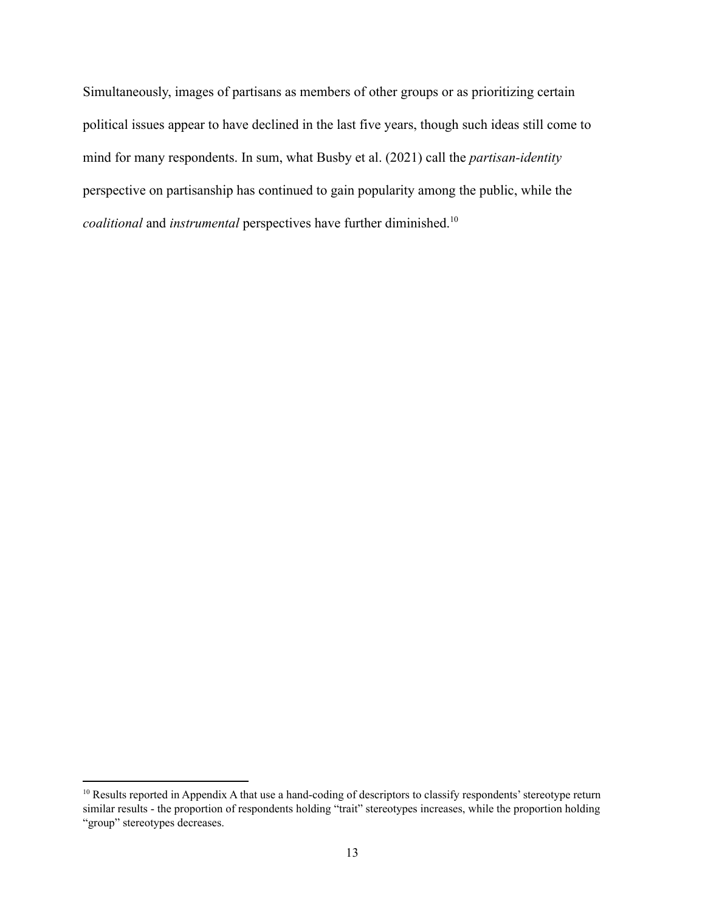Simultaneously, images of partisans as members of other groups or as prioritizing certain political issues appear to have declined in the last five years, though such ideas still come to mind for many respondents. In sum, what Busby et al. (2021) call the *partisan-identity* perspective on partisanship has continued to gain popularity among the public, while the *coalitional* and *instrumental* perspectives have further diminished.[10]

[10] Results reported in Appendix A that use a hand-coding of descriptors to classify respondents' stereotype return similar results - the proportion of respondents holding "trait" stereotypes increases, while the proportion holding "group" stereotypes decreases.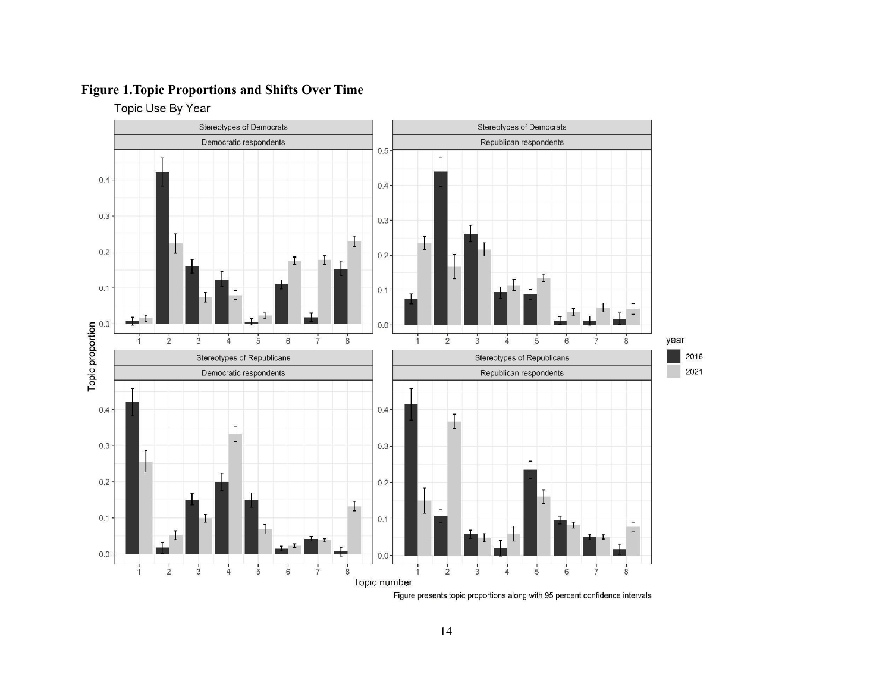**Figure 1. Topic Proportions and Shifts Over Time**

Topic Use By Year

Figure presents topic proportions along with 95 percent confidence intervals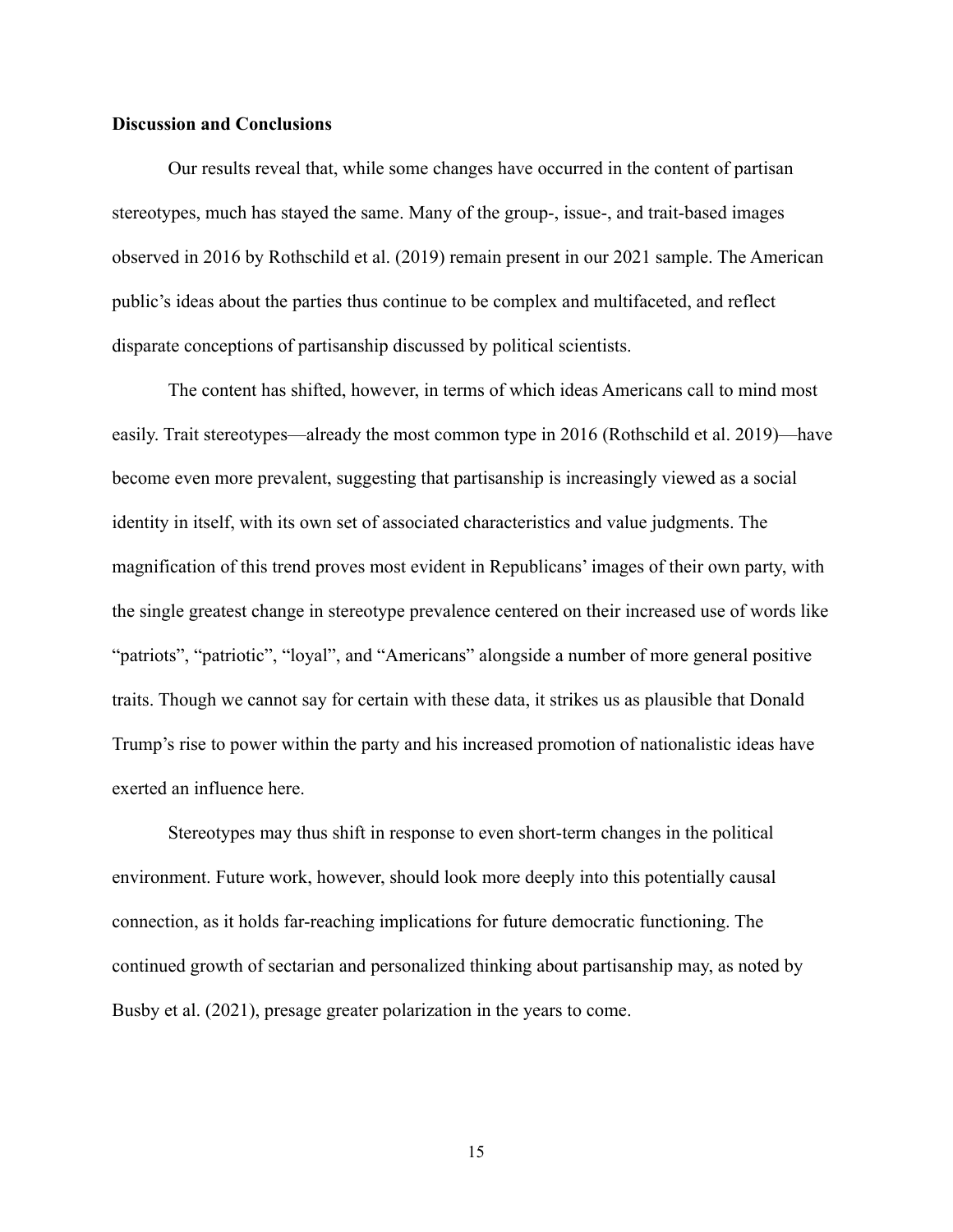## Discussion and Conclusions

Our results reveal that, while some changes have occurred in the content of partisan stereotypes, much has stayed the same. Many of the group-, issue-, and trait-based images observed in 2016 by Rothschild et al. (2019) remain present in our 2021 sample. The American public's ideas about the parties thus continue to be complex and multifaceted, and reflect disparate conceptions of partisanship discussed by political scientists.

The content has shifted, however, in terms of which ideas Americans call to mind most easily. Trait stereotypes—already the most common type in 2016 (Rothschild et al. 2019)—have become even more prevalent, suggesting that partisanship is increasingly viewed as a social identity in itself, with its own set of associated characteristics and value judgments. The magnification of this trend proves most evident in Republicans' images of their own party, with the single greatest change in stereotype prevalence centered on their increased use of words like "patriots", "patriotic", "loyal", and "Americans" alongside a number of more general positive traits. Though we cannot say for certain with these data, it strikes us as plausible that Donald Trump's rise to power within the party and his increased promotion of nationalistic ideas have exerted an influence here.

Stereotypes may thus shift in response to even short-term changes in the political environment. Future work, however, should look more deeply into this potentially causal connection, as it holds far-reaching implications for future democratic functioning. The continued growth of sectarian and personalized thinking about partisanship may, as noted by Busby et al. (2021), presage greater polarization in the years to come.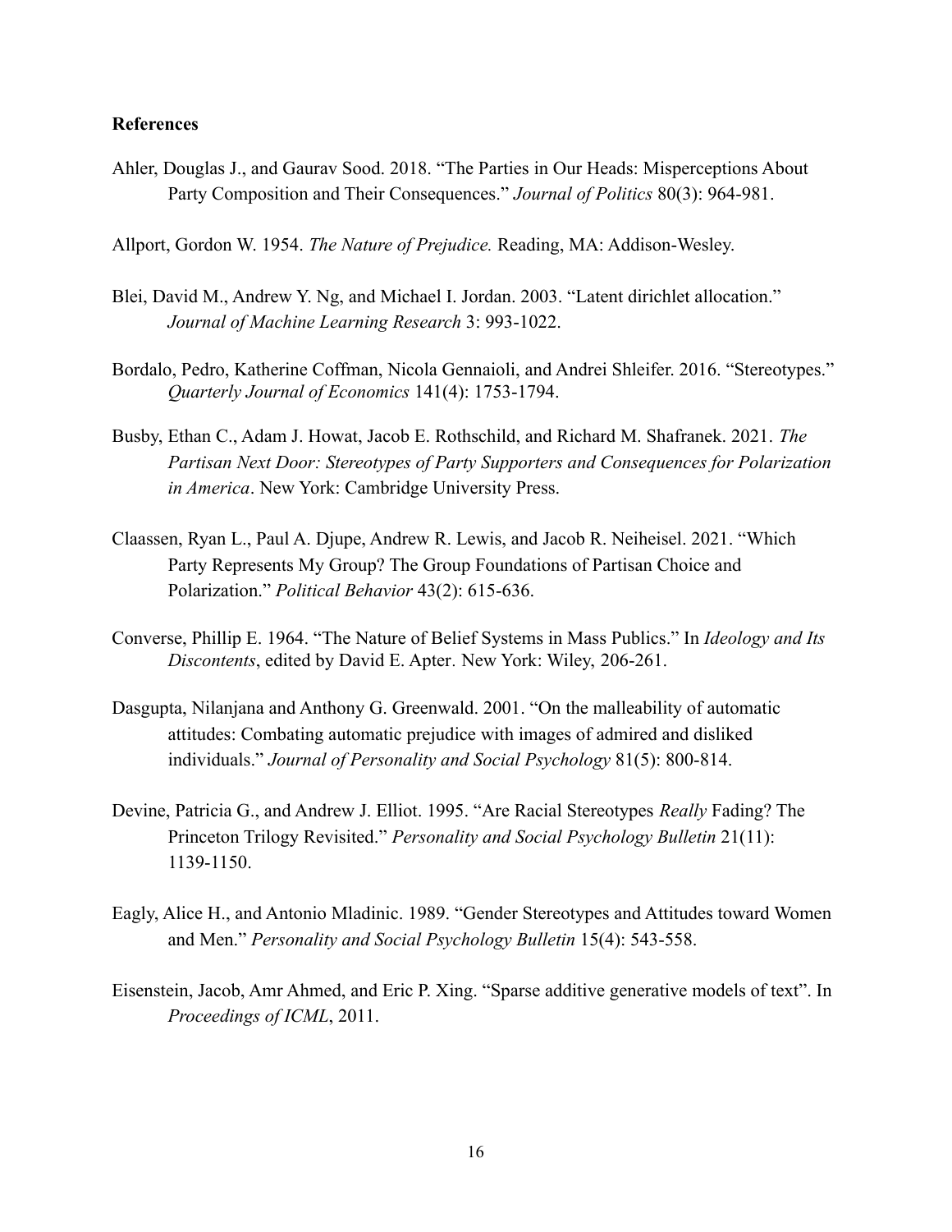**References**

Ahler, Douglas J., and Gaurav Sood. 2018. "The Parties in Our Heads: Misperceptions About Party Composition and Their Consequences." *Journal of Politics* 80(3): 964-981.

Allport, Gordon W. 1954. *The Nature of Prejudice.* Reading, MA: Addison-Wesley.

Blei, David M., Andrew Y. Ng, and Michael I. Jordan. 2003. "Latent dirichlet allocation." *Journal of Machine Learning Research* 3: 993-1022.

Bordalo, Pedro, Katherine Coffman, Nicola Gennaioli, and Andrei Shleifer. 2016. "Stereotypes." *Quarterly Journal of Economics* 141(4): 1753-1794.

Busby, Ethan C., Adam J. Howat, Jacob E. Rothschild, and Richard M. Shafranek. 2021. *The Partisan Next Door: Stereotypes of Party Supporters and Consequences for Polarization in America*. New York: Cambridge University Press.

Claassen, Ryan L., Paul A. Djupe, Andrew R. Lewis, and Jacob R. Neiheisel. 2021. "Which Party Represents My Group? The Group Foundations of Partisan Choice and Polarization." *Political Behavior* 43(2): 615-636.

Converse, Phillip E. 1964. "The Nature of Belief Systems in Mass Publics." In *Ideology and Its Discontents*, edited by David E. Apter. New York: Wiley, 206-261.

Dasgupta, Nilanjana and Anthony G. Greenwald. 2001. "On the malleability of automatic attitudes: Combating automatic prejudice with images of admired and disliked individuals." *Journal of Personality and Social Psychology* 81(5): 800-814.

Devine, Patricia G., and Andrew J. Elliot. 1995. "Are Racial Stereotypes *Really* Fading? The Princeton Trilogy Revisited." *Personality and Social Psychology Bulletin* 21(11): 1139-1150.

Eagly, Alice H., and Antonio Mladinic. 1989. "Gender Stereotypes and Attitudes toward Women and Men." *Personality and Social Psychology Bulletin* 15(4): 543-558.

Eisenstein, Jacob, Amr Ahmed, and Eric P. Xing. "Sparse additive generative models of text". In *Proceedings of ICML*, 2011.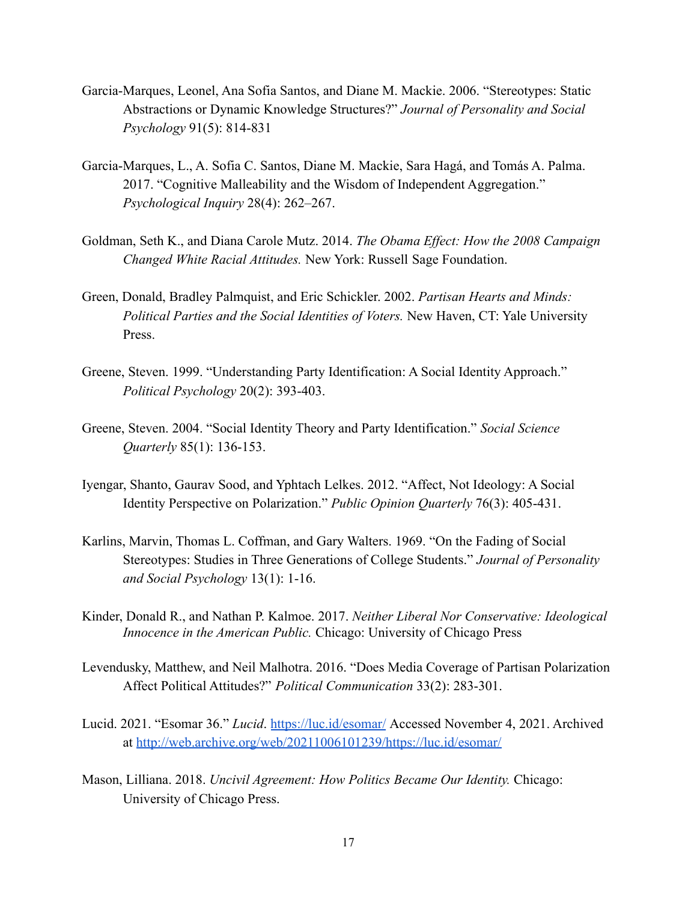Garcia-Marques, Leonel, Ana Sofia Santos, and Diane M. Mackie. 2006. “Stereotypes: Static Abstractions or Dynamic Knowledge Structures?” *Journal of Personality and Social Psychology* 91(5): 814-831

Garcia-Marques, L., A. Sofia C. Santos, Diane M. Mackie, Sara Hagá, and Tomás A. Palma. 2017. “Cognitive Malleability and the Wisdom of Independent Aggregation.” *Psychological Inquiry* 28(4): 262–267.

Goldman, Seth K., and Diana Carole Mutz. 2014. *The Obama Effect: How the 2008 Campaign Changed White Racial Attitudes.* New York: Russell Sage Foundation.

Green, Donald, Bradley Palmquist, and Eric Schickler. 2002. *Partisan Hearts and Minds: Political Parties and the Social Identities of Voters.* New Haven, CT: Yale University Press.

Greene, Steven. 1999. “Understanding Party Identification: A Social Identity Approach.” *Political Psychology* 20(2): 393-403.

Greene, Steven. 2004. “Social Identity Theory and Party Identification.” *Social Science Quarterly* 85(1): 136-153.

Iyengar, Shanto, Gaurav Sood, and Yphtach Lelkes. 2012. “Affect, Not Ideology: A Social Identity Perspective on Polarization.” *Public Opinion Quarterly* 76(3): 405-431.

Karlins, Marvin, Thomas L. Coffman, and Gary Walters. 1969. “On the Fading of Social Stereotypes: Studies in Three Generations of College Students.” *Journal of Personality and Social Psychology* 13(1): 1-16.

Kinder, Donald R., and Nathan P. Kalmoe. 2017. *Neither Liberal Nor Conservative: Ideological Innocence in the American Public.* Chicago: University of Chicago Press

Levendusky, Matthew, and Neil Malhotra. 2016. “Does Media Coverage of Partisan Polarization Affect Political Attitudes?” *Political Communication* 33(2): 283-301.

Lucid. 2021. “Esomar 36.” *Lucid*. https://luc.id/esomar/ Accessed November 4, 2021. Archived at http://web.archive.org/web/20211006101239/https://luc.id/esomar/

Mason, Lilliana. 2018. *Uncivil Agreement: How Politics Became Our Identity.* Chicago: University of Chicago Press.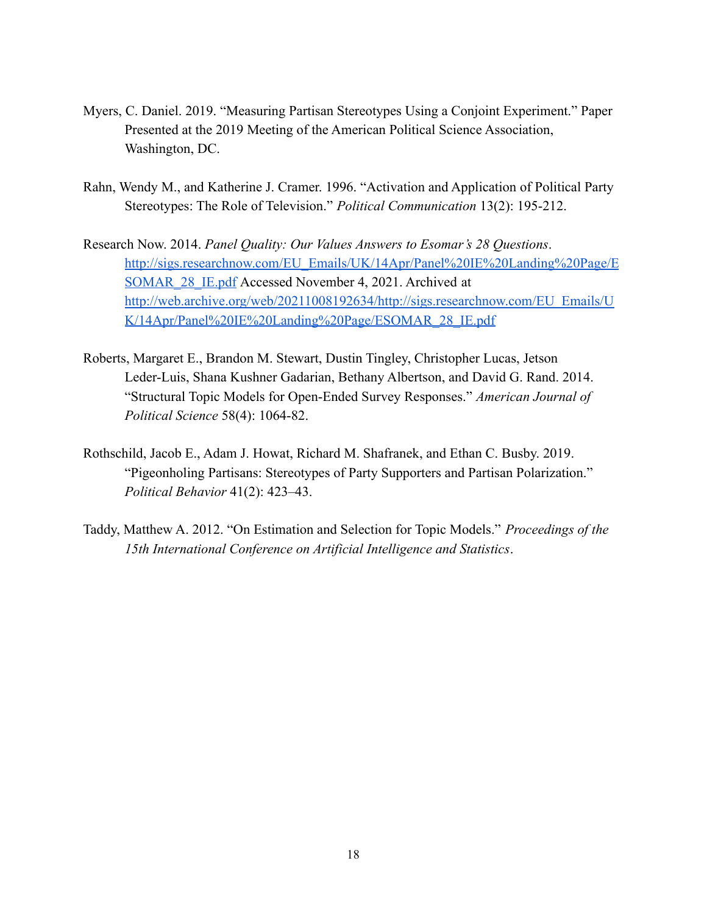Myers, C. Daniel. 2019. "Measuring Partisan Stereotypes Using a Conjoint Experiment." Paper Presented at the 2019 Meeting of the American Political Science Association, Washington, DC.

Rahn, Wendy M., and Katherine J. Cramer. 1996. "Activation and Application of Political Party Stereotypes: The Role of Television." *Political Communication* 13(2): 195-212.

Research Now. 2014. *Panel Quality: Our Values Answers to Esomar's 28 Questions*. http://sigs.researchnow.com/EU_Emails/UK/14Apr/Panel%20IE%20Landing%20Page/ESOMAR_28_IE.pdf Accessed November 4, 2021. Archived at http://web.archive.org/web/20211008192634/http://sigs.researchnow.com/EU_Emails/UK/14Apr/Panel%20IE%20Landing%20Page/ESOMAR_28_IE.pdf

Roberts, Margaret E., Brandon M. Stewart, Dustin Tingley, Christopher Lucas, Jetson Leder-Luis, Shana Kushner Gadarian, Bethany Albertson, and David G. Rand. 2014. "Structural Topic Models for Open-Ended Survey Responses." *American Journal of Political Science* 58(4): 1064-82.

Rothschild, Jacob E., Adam J. Howat, Richard M. Shafranek, and Ethan C. Busby. 2019. "Pigeonholing Partisans: Stereotypes of Party Supporters and Partisan Polarization." *Political Behavior* 41(2): 423–43.

Taddy, Matthew A. 2012. "On Estimation and Selection for Topic Models." *Proceedings of the 15th International Conference on Artificial Intelligence and Statistics*.